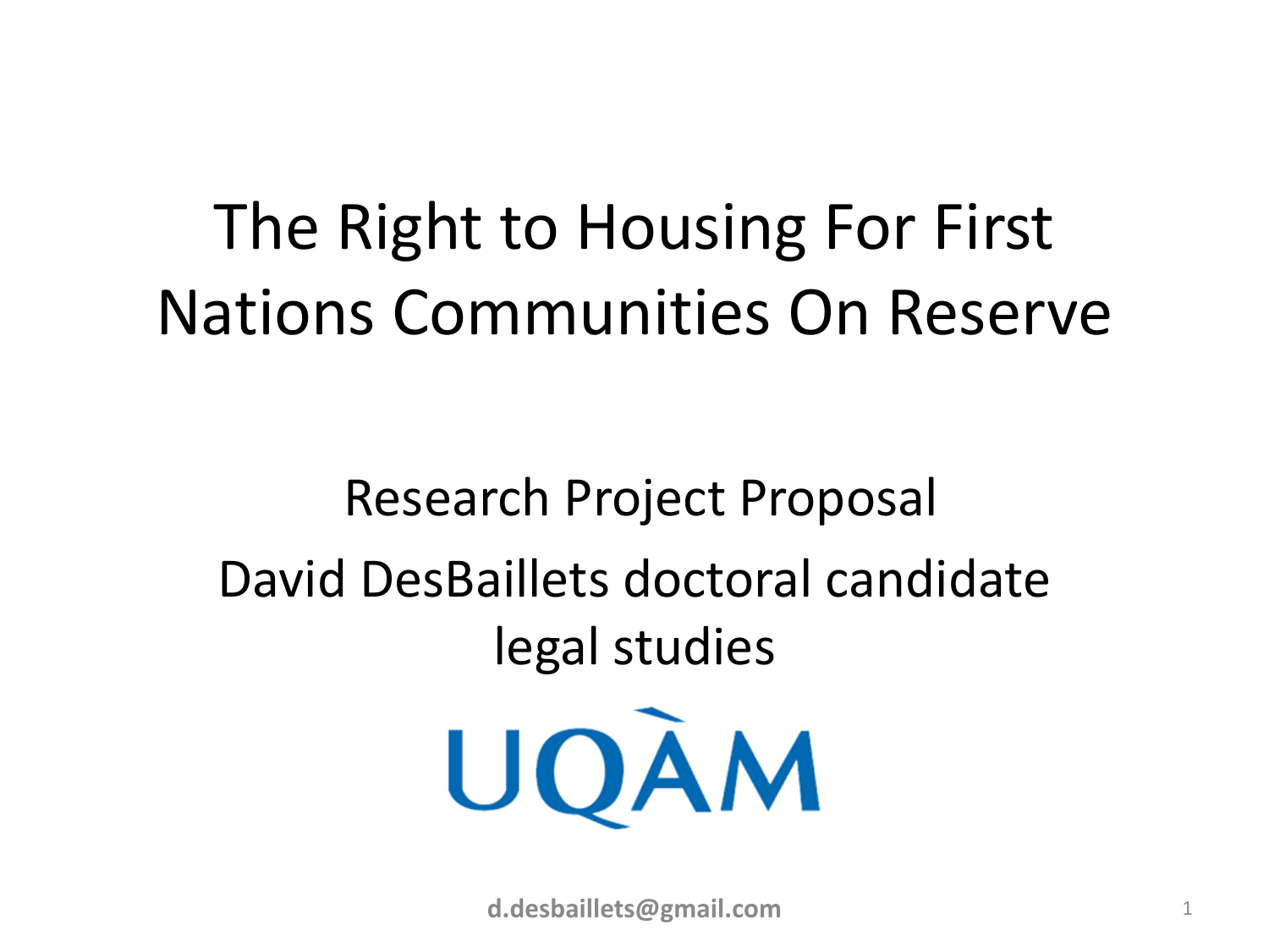# The Right to Housing For First Nations Communities On Reserve

Research Project Proposal

David DesBaillets doctoral candidate legal studies

UQÀM

**d.desbaillets@gmail.com**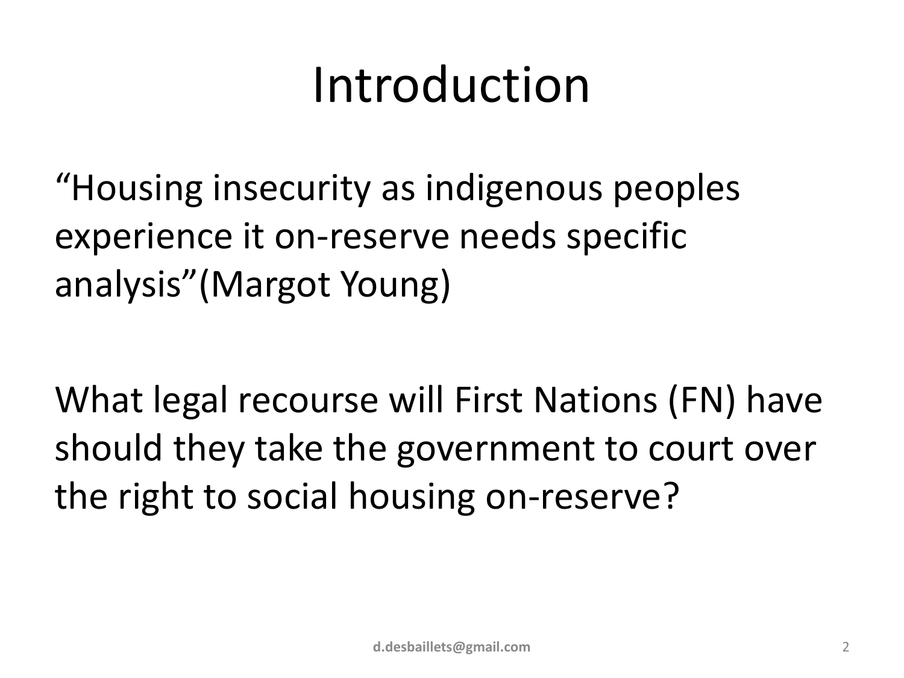# Introduction

“Housing insecurity as indigenous peoples experience it on-reserve needs specific analysis”(Margot Young)

What legal recourse will First Nations (FN) have should they take the government to court over the right to social housing on-reserve?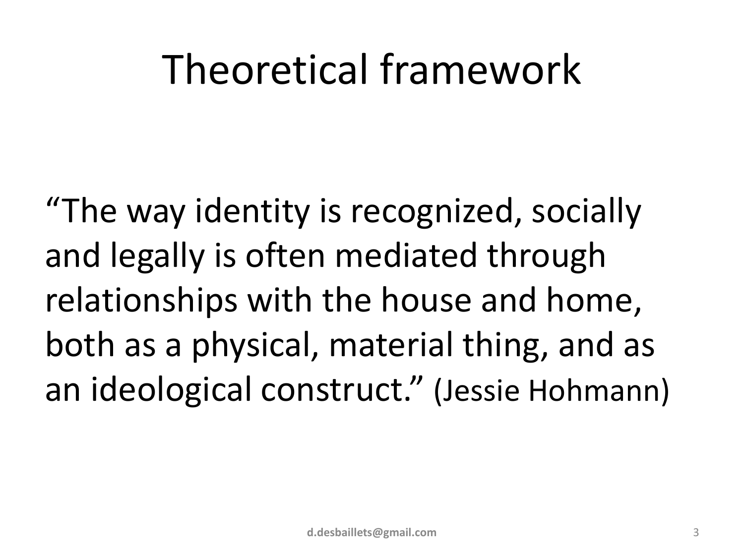# Theoretical framework

"The way identity is recognized, socially and legally is often mediated through relationships with the house and home, both as a physical, material thing, and as an ideological construct." (Jessie Hohmann)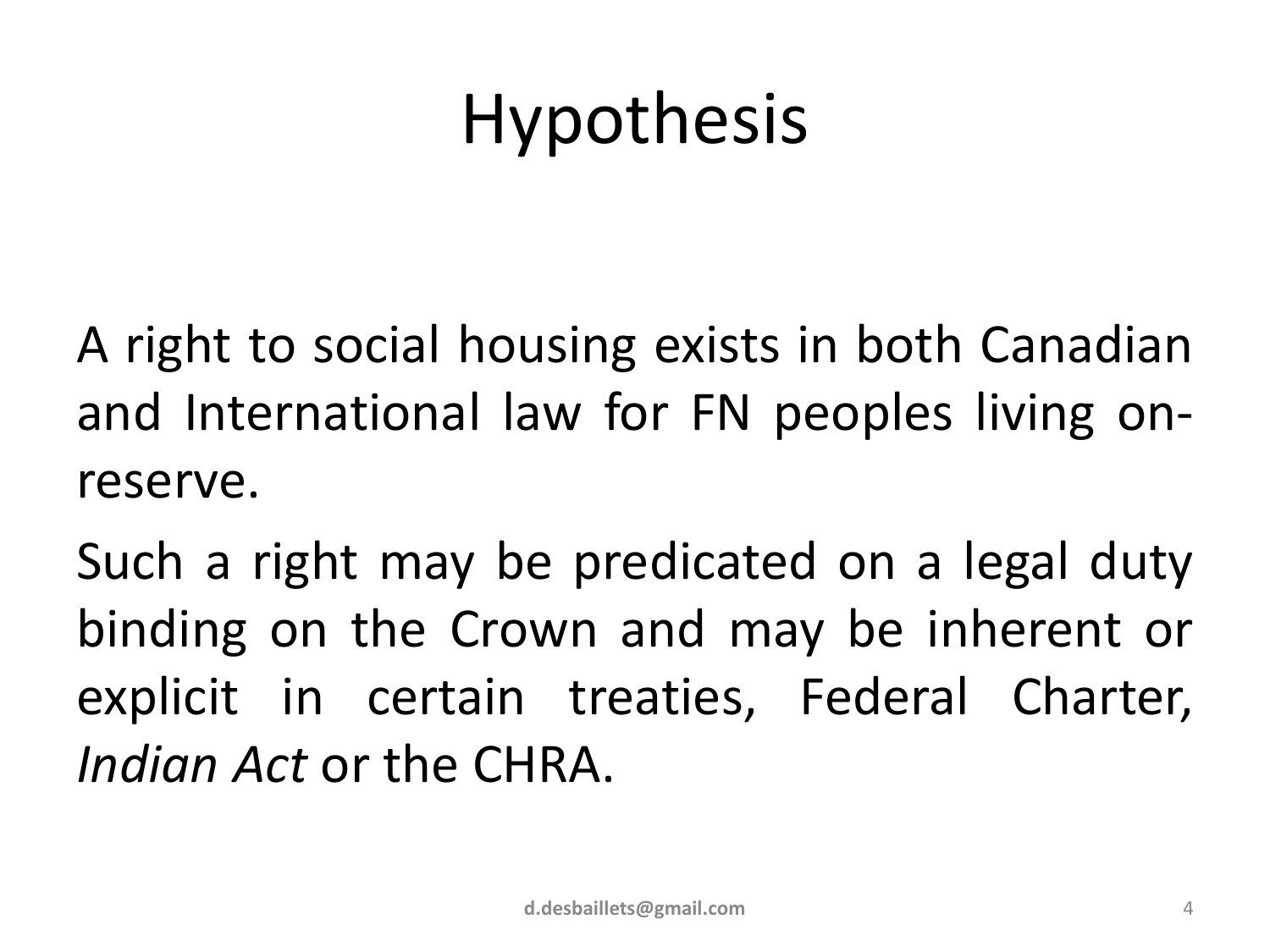# Hypothesis

A right to social housing exists in both Canadian and International law for FN peoples living on-reserve.

Such a right may be predicated on a legal duty binding on the Crown and may be inherent or explicit in certain treaties, Federal Charter, *Indian Act* or the CHRA.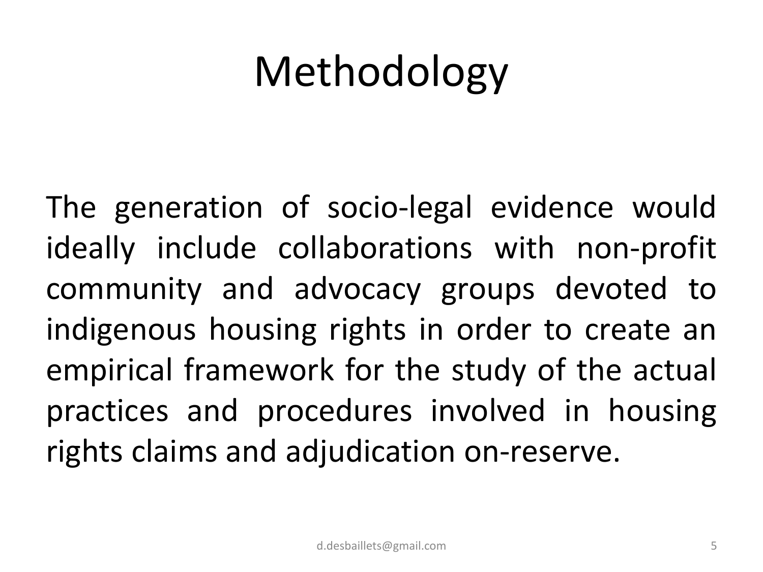# Methodology

The generation of socio-legal evidence would ideally include collaborations with non-profit community and advocacy groups devoted to indigenous housing rights in order to create an empirical framework for the study of the actual practices and procedures involved in housing rights claims and adjudication on-reserve.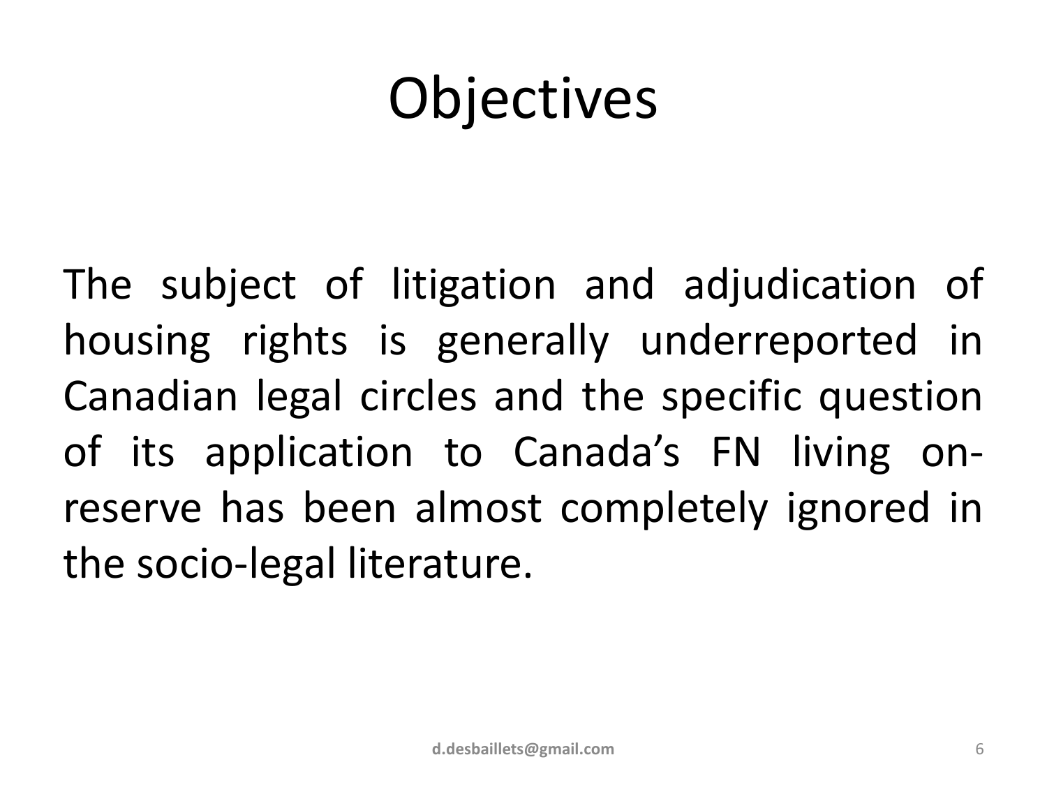# Objectives

The subject of litigation and adjudication of housing rights is generally underreported in Canadian legal circles and the specific question of its application to Canada's FN living on-reserve has been almost completely ignored in the socio-legal literature.

d.desbaillets@gmail.com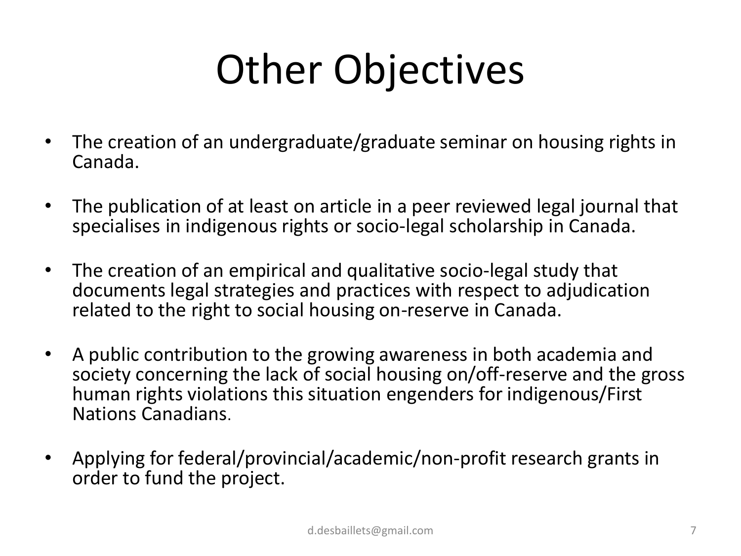# Other Objectives

- The creation of an undergraduate/graduate seminar on housing rights in Canada.
- The publication of at least on article in a peer reviewed legal journal that specialises in indigenous rights or socio-legal scholarship in Canada.
- The creation of an empirical and qualitative socio-legal study that documents legal strategies and practices with respect to adjudication related to the right to social housing on-reserve in Canada.
- A public contribution to the growing awareness in both academia and society concerning the lack of social housing on/off-reserve and the gross human rights violations this situation engenders for indigenous/First Nations Canadians.
- Applying for federal/provincial/academic/non-profit research grants in order to fund the project.